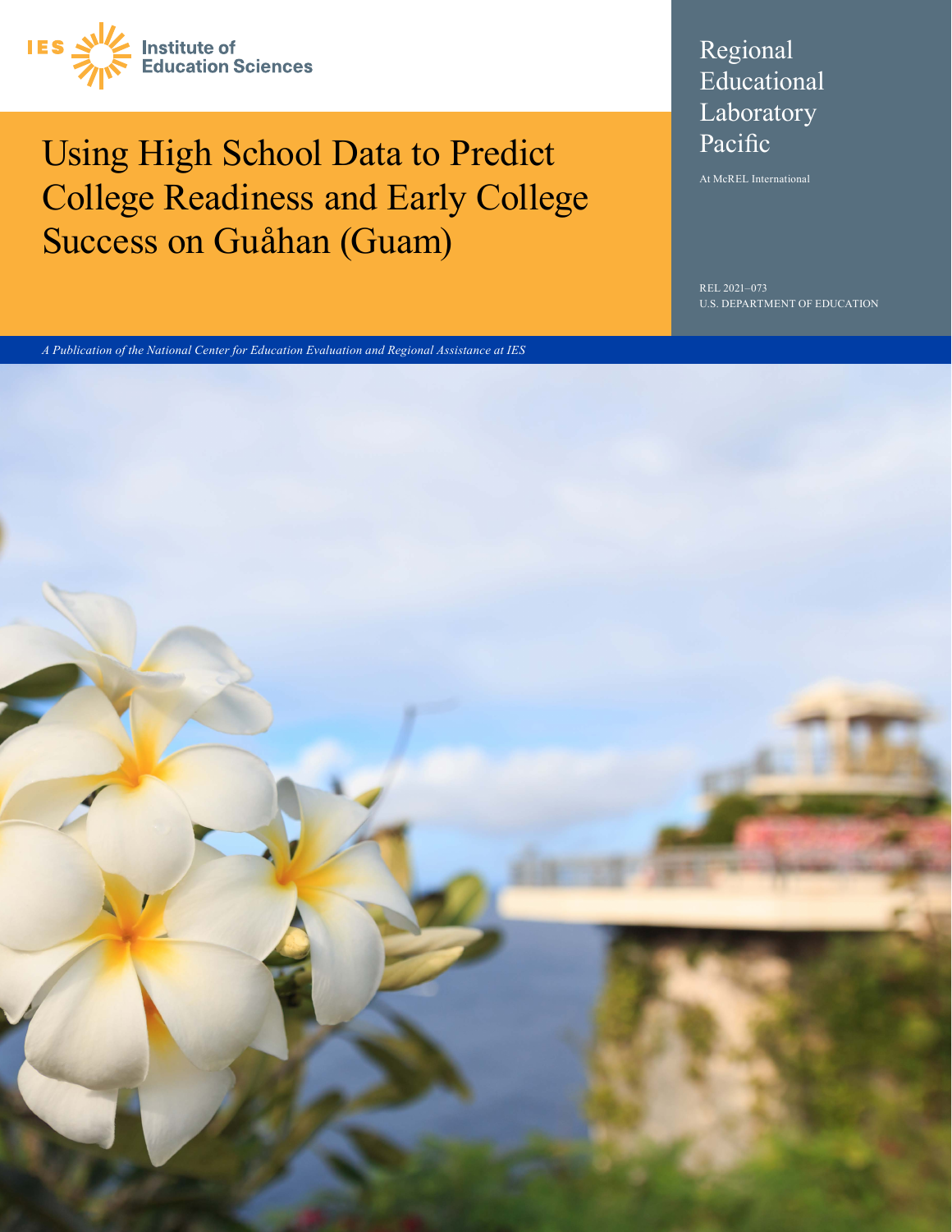IES Institute of Education Sciences

# Using High School Data to Predict College Readiness and Early College Success on Guåhan (Guam)

Regional Educational Laboratory Pacific

At McREL International

REL 2021–073

U.S. DEPARTMENT OF EDUCATION

*A Publication of the National Center for Education Evaluation and Regional Assistance at IES*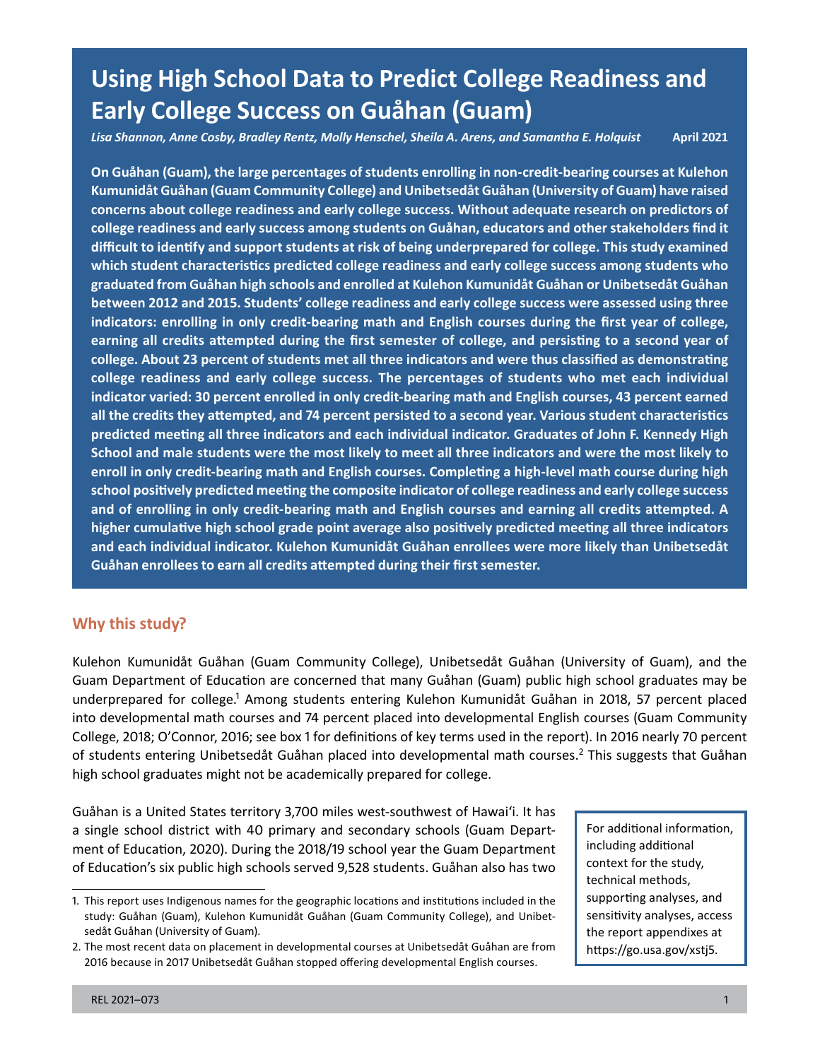# Using High School Data to Predict College Readiness and Early College Success on Guåhan (Guam)

*Lisa Shannon, Anne Cosby, Bradley Rentz, Molly Henschel, Sheila A. Arens, and Samantha E. Holquist* **April 2021**

**On Guåhan (Guam), the large percentages of students enrolling in non-credit-bearing courses at Kulehon Kumunidåt Guåhan (Guam Community College) and Unibetsedåt Guåhan (University of Guam) have raised concerns about college readiness and early college success. Without adequate research on predictors of college readiness and early success among students on Guåhan, educators and other stakeholders find it difficult to identify and support students at risk of being underprepared for college. This study examined which student characteristics predicted college readiness and early college success among students who graduated from Guåhan high schools and enrolled at Kulehon Kumunidåt Guåhan or Unibetsedåt Guåhan between 2012 and 2015. Students' college readiness and early college success were assessed using three indicators: enrolling in only credit-bearing math and English courses during the first year of college, earning all credits attempted during the first semester of college, and persisting to a second year of college. About 23 percent of students met all three indicators and were thus classified as demonstrating college readiness and early college success. The percentages of students who met each individual indicator varied: 30 percent enrolled in only credit-bearing math and English courses, 43 percent earned all the credits they attempted, and 74 percent persisted to a second year. Various student characteristics predicted meeting all three indicators and each individual indicator. Graduates of John F. Kennedy High School and male students were the most likely to meet all three indicators and were the most likely to enroll in only credit-bearing math and English courses. Completing a high-level math course during high school positively predicted meeting the composite indicator of college readiness and early college success and of enrolling in only credit-bearing math and English courses and earning all credits attempted. A higher cumulative high school grade point average also positively predicted meeting all three indicators and each individual indicator. Kulehon Kumunidåt Guåhan enrollees were more likely than Unibetsedåt Guåhan enrollees to earn all credits attempted during their first semester.**

## Why this study?

Kulehon Kumunidåt Guåhan (Guam Community College), Unibetsedåt Guåhan (University of Guam), and the Guam Department of Education are concerned that many Guåhan (Guam) public high school graduates may be underprepared for college.[1] Among students entering Kulehon Kumunidåt Guåhan in 2018, 57 percent placed into developmental math courses and 74 percent placed into developmental English courses (Guam Community College, 2018; O'Connor, 2016; see box 1 for definitions of key terms used in the report). In 2016 nearly 70 percent of students entering Unibetsedåt Guåhan placed into developmental math courses.[2] This suggests that Guåhan high school graduates might not be academically prepared for college.

Guåhan is a United States territory 3,700 miles west-southwest of Hawai'i. It has a single school district with 40 primary and secondary schools (Guam Department of Education, 2020). During the 2018/19 school year the Guam Department of Education's six public high schools served 9,528 students. Guåhan also has two

> For additional information, including additional context for the study, technical methods, supporting analyses, and sensitivity analyses, access the report appendixes at https://go.usa.gov/xstj5.

1. This report uses Indigenous names for the geographic locations and institutions included in the study: Guåhan (Guam), Kulehon Kumunidåt Guåhan (Guam Community College), and Unibetsedåt Guåhan (University of Guam).
2. The most recent data on placement in developmental courses at Unibetsedåt Guåhan are from 2016 because in 2017 Unibetsedåt Guåhan stopped offering developmental English courses.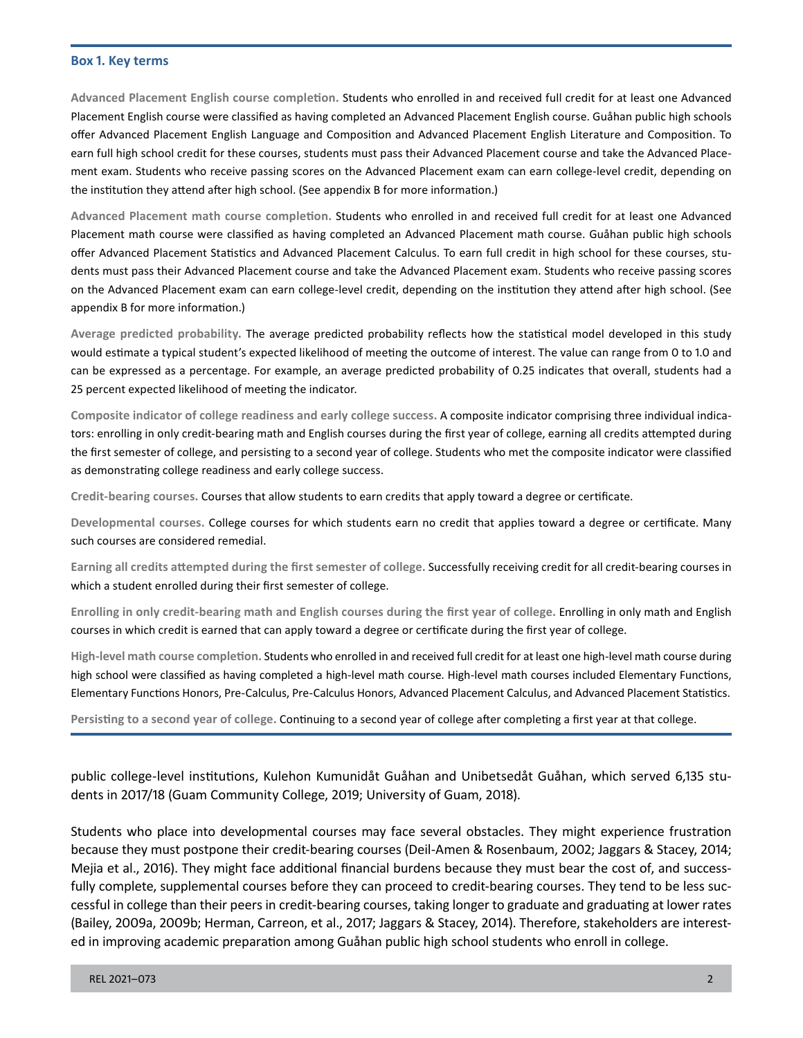### Box 1. Key terms

**Advanced Placement English course completion.** Students who enrolled in and received full credit for at least one Advanced Placement English course were classified as having completed an Advanced Placement English course. Guåhan public high schools offer Advanced Placement English Language and Composition and Advanced Placement English Literature and Composition. To earn full high school credit for these courses, students must pass their Advanced Placement course and take the Advanced Placement exam. Students who receive passing scores on the Advanced Placement exam can earn college-level credit, depending on the institution they attend after high school. (See appendix B for more information.)

**Advanced Placement math course completion.** Students who enrolled in and received full credit for at least one Advanced Placement math course were classified as having completed an Advanced Placement math course. Guåhan public high schools offer Advanced Placement Statistics and Advanced Placement Calculus. To earn full credit in high school for these courses, students must pass their Advanced Placement course and take the Advanced Placement exam. Students who receive passing scores on the Advanced Placement exam can earn college-level credit, depending on the institution they attend after high school. (See appendix B for more information.)

**Average predicted probability.** The average predicted probability reflects how the statistical model developed in this study would estimate a typical student's expected likelihood of meeting the outcome of interest. The value can range from 0 to 1.0 and can be expressed as a percentage. For example, an average predicted probability of 0.25 indicates that overall, students had a 25 percent expected likelihood of meeting the indicator.

**Composite indicator of college readiness and early college success.** A composite indicator comprising three individual indicators: enrolling in only credit-bearing math and English courses during the first year of college, earning all credits attempted during the first semester of college, and persisting to a second year of college. Students who met the composite indicator were classified as demonstrating college readiness and early college success.

**Credit-bearing courses.** Courses that allow students to earn credits that apply toward a degree or certificate.

**Developmental courses.** College courses for which students earn no credit that applies toward a degree or certificate. Many such courses are considered remedial.

**Earning all credits attempted during the first semester of college.** Successfully receiving credit for all credit-bearing courses in which a student enrolled during their first semester of college.

**Enrolling in only credit-bearing math and English courses during the first year of college.** Enrolling in only math and English courses in which credit is earned that can apply toward a degree or certificate during the first year of college.

**High-level math course completion.** Students who enrolled in and received full credit for at least one high-level math course during high school were classified as having completed a high-level math course. High-level math courses included Elementary Functions, Elementary Functions Honors, Pre-Calculus, Pre-Calculus Honors, Advanced Placement Calculus, and Advanced Placement Statistics.

**Persisting to a second year of college.** Continuing to a second year of college after completing a first year at that college.

---

public college-level institutions, Kulehon Kumunidåt Guåhan and Unibetsedåt Guåhan, which served 6,135 students in 2017/18 (Guam Community College, 2019; University of Guam, 2018).

Students who place into developmental courses may face several obstacles. They might experience frustration because they must postpone their credit-bearing courses (Deil-Amen & Rosenbaum, 2002; Jaggars & Stacey, 2014; Mejia et al., 2016). They might face additional financial burdens because they must bear the cost of, and successfully complete, supplemental courses before they can proceed to credit-bearing courses. They tend to be less successful in college than their peers in credit-bearing courses, taking longer to graduate and graduating at lower rates (Bailey, 2009a, 2009b; Herman, Carreon, et al., 2017; Jaggars & Stacey, 2014). Therefore, stakeholders are interested in improving academic preparation among Guåhan public high school students who enroll in college.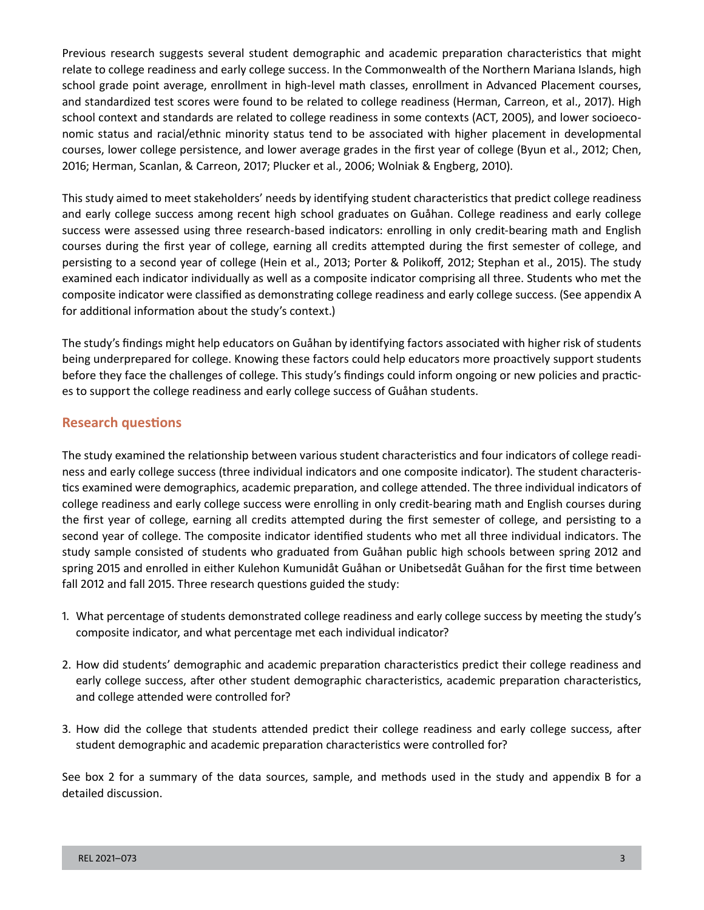Previous research suggests several student demographic and academic preparation characteristics that might relate to college readiness and early college success. In the Commonwealth of the Northern Mariana Islands, high school grade point average, enrollment in high-level math classes, enrollment in Advanced Placement courses, and standardized test scores were found to be related to college readiness (Herman, Carreon, et al., 2017). High school context and standards are related to college readiness in some contexts (ACT, 2005), and lower socioeconomic status and racial/ethnic minority status tend to be associated with higher placement in developmental courses, lower college persistence, and lower average grades in the first year of college (Byun et al., 2012; Chen, 2016; Herman, Scanlan, & Carreon, 2017; Plucker et al., 2006; Wolniak & Engberg, 2010).

This study aimed to meet stakeholders' needs by identifying student characteristics that predict college readiness and early college success among recent high school graduates on Guåhan. College readiness and early college success were assessed using three research-based indicators: enrolling in only credit-bearing math and English courses during the first year of college, earning all credits attempted during the first semester of college, and persisting to a second year of college (Hein et al., 2013; Porter & Polikoff, 2012; Stephan et al., 2015). The study examined each indicator individually as well as a composite indicator comprising all three. Students who met the composite indicator were classified as demonstrating college readiness and early college success. (See appendix A for additional information about the study's context.)

The study's findings might help educators on Guåhan by identifying factors associated with higher risk of students being underprepared for college. Knowing these factors could help educators more proactively support students before they face the challenges of college. This study's findings could inform ongoing or new policies and practices to support the college readiness and early college success of Guåhan students.

## Research questions

The study examined the relationship between various student characteristics and four indicators of college readiness and early college success (three individual indicators and one composite indicator). The student characteristics examined were demographics, academic preparation, and college attended. The three individual indicators of college readiness and early college success were enrolling in only credit-bearing math and English courses during the first year of college, earning all credits attempted during the first semester of college, and persisting to a second year of college. The composite indicator identified students who met all three individual indicators. The study sample consisted of students who graduated from Guåhan public high schools between spring 2012 and spring 2015 and enrolled in either Kulehon Kumunidåt Guåhan or Unibetsedåt Guåhan for the first time between fall 2012 and fall 2015. Three research questions guided the study:

1. What percentage of students demonstrated college readiness and early college success by meeting the study's composite indicator, and what percentage met each individual indicator?
2. How did students' demographic and academic preparation characteristics predict their college readiness and early college success, after other student demographic characteristics, academic preparation characteristics, and college attended were controlled for?
3. How did the college that students attended predict their college readiness and early college success, after student demographic and academic preparation characteristics were controlled for?

See box 2 for a summary of the data sources, sample, and methods used in the study and appendix B for a detailed discussion.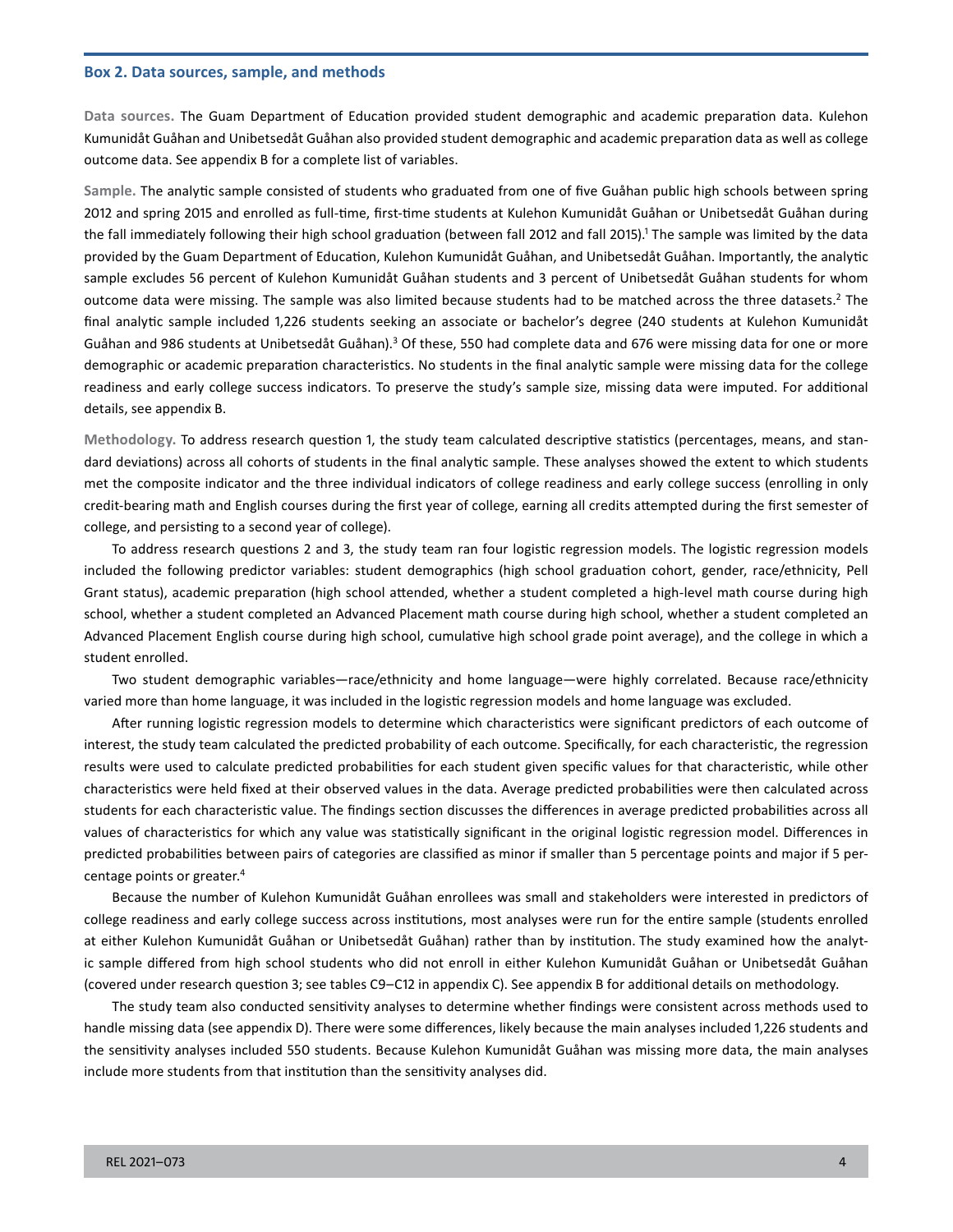### Box 2. Data sources, sample, and methods

**Data sources.** The Guam Department of Education provided student demographic and academic preparation data. Kulehon Kumunidåt Guåhan and Unibetsedåt Guåhan also provided student demographic and academic preparation data as well as college outcome data. See appendix B for a complete list of variables.

**Sample.** The analytic sample consisted of students who graduated from one of five Guåhan public high schools between spring 2012 and spring 2015 and enrolled as full-time, first-time students at Kulehon Kumunidåt Guåhan or Unibetsedåt Guåhan during the fall immediately following their high school graduation (between fall 2012 and fall 2015).[1] The sample was limited by the data provided by the Guam Department of Education, Kulehon Kumunidåt Guåhan, and Unibetsedåt Guåhan. Importantly, the analytic sample excludes 56 percent of Kulehon Kumunidåt Guåhan students and 3 percent of Unibetsedåt Guåhan students for whom outcome data were missing. The sample was also limited because students had to be matched across the three datasets.[2] The final analytic sample included 1,226 students seeking an associate or bachelor's degree (240 students at Kulehon Kumunidåt Guåhan and 986 students at Unibetsedåt Guåhan).[3] Of these, 550 had complete data and 676 were missing data for one or more demographic or academic preparation characteristics. No students in the final analytic sample were missing data for the college readiness and early college success indicators. To preserve the study's sample size, missing data were imputed. For additional details, see appendix B.

**Methodology.** To address research question 1, the study team calculated descriptive statistics (percentages, means, and standard deviations) across all cohorts of students in the final analytic sample. These analyses showed the extent to which students met the composite indicator and the three individual indicators of college readiness and early college success (enrolling in only credit-bearing math and English courses during the first year of college, earning all credits attempted during the first semester of college, and persisting to a second year of college).

To address research questions 2 and 3, the study team ran four logistic regression models. The logistic regression models included the following predictor variables: student demographics (high school graduation cohort, gender, race/ethnicity, Pell Grant status), academic preparation (high school attended, whether a student completed a high-level math course during high school, whether a student completed an Advanced Placement math course during high school, whether a student completed an Advanced Placement English course during high school, cumulative high school grade point average), and the college in which a student enrolled.

Two student demographic variables—race/ethnicity and home language—were highly correlated. Because race/ethnicity varied more than home language, it was included in the logistic regression models and home language was excluded.

After running logistic regression models to determine which characteristics were significant predictors of each outcome of interest, the study team calculated the predicted probability of each outcome. Specifically, for each characteristic, the regression results were used to calculate predicted probabilities for each student given specific values for that characteristic, while other characteristics were held fixed at their observed values in the data. Average predicted probabilities were then calculated across students for each characteristic value. The findings section discusses the differences in average predicted probabilities across all values of characteristics for which any value was statistically significant in the original logistic regression model. Differences in predicted probabilities between pairs of categories are classified as minor if smaller than 5 percentage points and major if 5 percentage points or greater.[4]

Because the number of Kulehon Kumunidåt Guåhan enrollees was small and stakeholders were interested in predictors of college readiness and early college success across institutions, most analyses were run for the entire sample (students enrolled at either Kulehon Kumunidåt Guåhan or Unibetsedåt Guåhan) rather than by institution. The study examined how the analytic sample differed from high school students who did not enroll in either Kulehon Kumunidåt Guåhan or Unibetsedåt Guåhan (covered under research question 3; see tables C9–C12 in appendix C). See appendix B for additional details on methodology.

The study team also conducted sensitivity analyses to determine whether findings were consistent across methods used to handle missing data (see appendix D). There were some differences, likely because the main analyses included 1,226 students and the sensitivity analyses included 550 students. Because Kulehon Kumunidåt Guåhan was missing more data, the main analyses include more students from that institution than the sensitivity analyses did.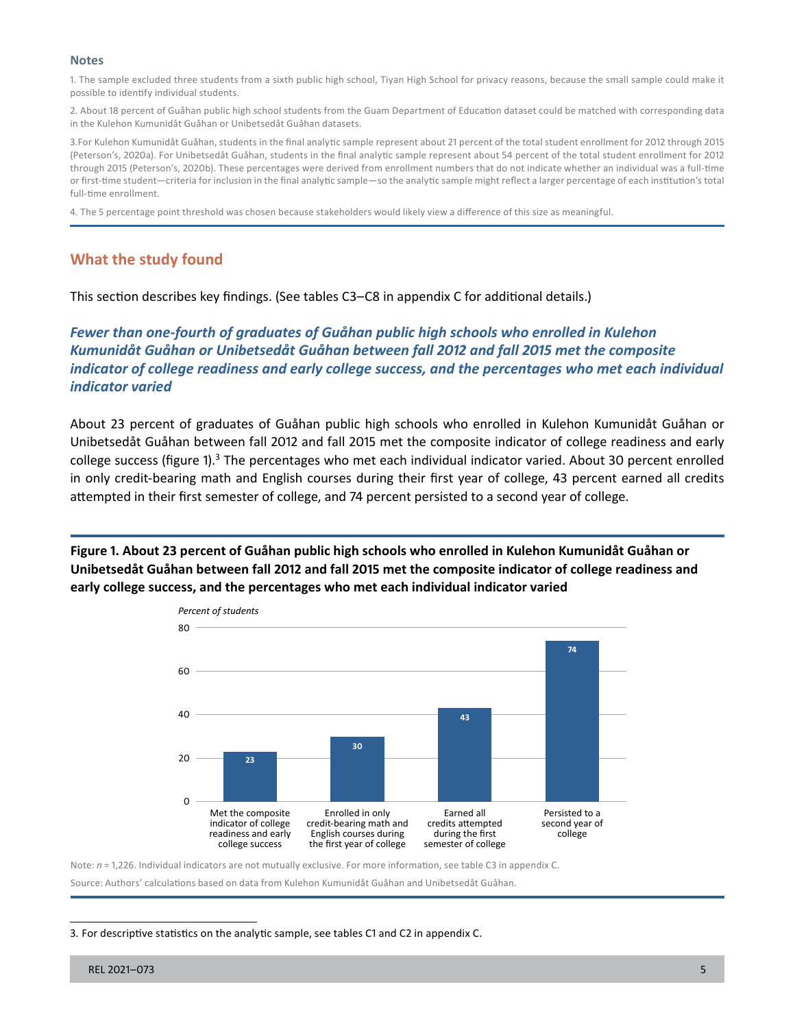**Notes**

1. The sample excluded three students from a sixth public high school, Tiyan High School for privacy reasons, because the small sample could make it possible to identify individual students.

2. About 18 percent of Guåhan public high school students from the Guam Department of Education dataset could be matched with corresponding data in the Kulehon Kumunidåt Guåhan or Unibetsedåt Guåhan datasets.

3. For Kulehon Kumunidåt Guåhan, students in the final analytic sample represent about 21 percent of the total student enrollment for 2012 through 2015 (Peterson's, 2020a). For Unibetsedåt Guåhan, students in the final analytic sample represent about 54 percent of the total student enrollment for 2012 through 2015 (Peterson's, 2020b). These percentages were derived from enrollment numbers that do not indicate whether an individual was a full-time or first-time student—criteria for inclusion in the final analytic sample—so the analytic sample might reflect a larger percentage of each institution's total full-time enrollment.

4. The 5 percentage point threshold was chosen because stakeholders would likely view a difference of this size as meaningful.

## What the study found

This section describes key findings. (See tables C3–C8 in appendix C for additional details.)

### *Fewer than one-fourth of graduates of Guåhan public high schools who enrolled in Kulehon Kumunidåt Guåhan or Unibetsedåt Guåhan between fall 2012 and fall 2015 met the composite indicator of college readiness and early college success, and the percentages who met each individual indicator varied*

About 23 percent of graduates of Guåhan public high schools who enrolled in Kulehon Kumunidåt Guåhan or Unibetsedåt Guåhan between fall 2012 and fall 2015 met the composite indicator of college readiness and early college success (figure 1).[3] The percentages who met each individual indicator varied. About 30 percent enrolled in only credit-bearing math and English courses during their first year of college, 43 percent earned all credits attempted in their first semester of college, and 74 percent persisted to a second year of college.

**Figure 1. About 23 percent of Guåhan public high schools who enrolled in Kulehon Kumunidåt Guåhan or Unibetsedåt Guåhan between fall 2012 and fall 2015 met the composite indicator of college readiness and early college success, and the percentages who met each individual indicator varied**

| Indicator | Percent of students |
|---|---|
| Met the composite indicator of college readiness and early college success | 23 |
| Enrolled in only credit-bearing math and English courses during the first year of college | 30 |
| Earned all credits attempted during the first semester of college | 43 |
| Persisted to a second year of college | 74 |

Note: $n$ = 1,226. Individual indicators are not mutually exclusive. For more information, see table C3 in appendix C.

Source: Authors' calculations based on data from Kulehon Kumunidåt Guåhan and Unibetsedåt Guåhan.

3. For descriptive statistics on the analytic sample, see tables C1 and C2 in appendix C.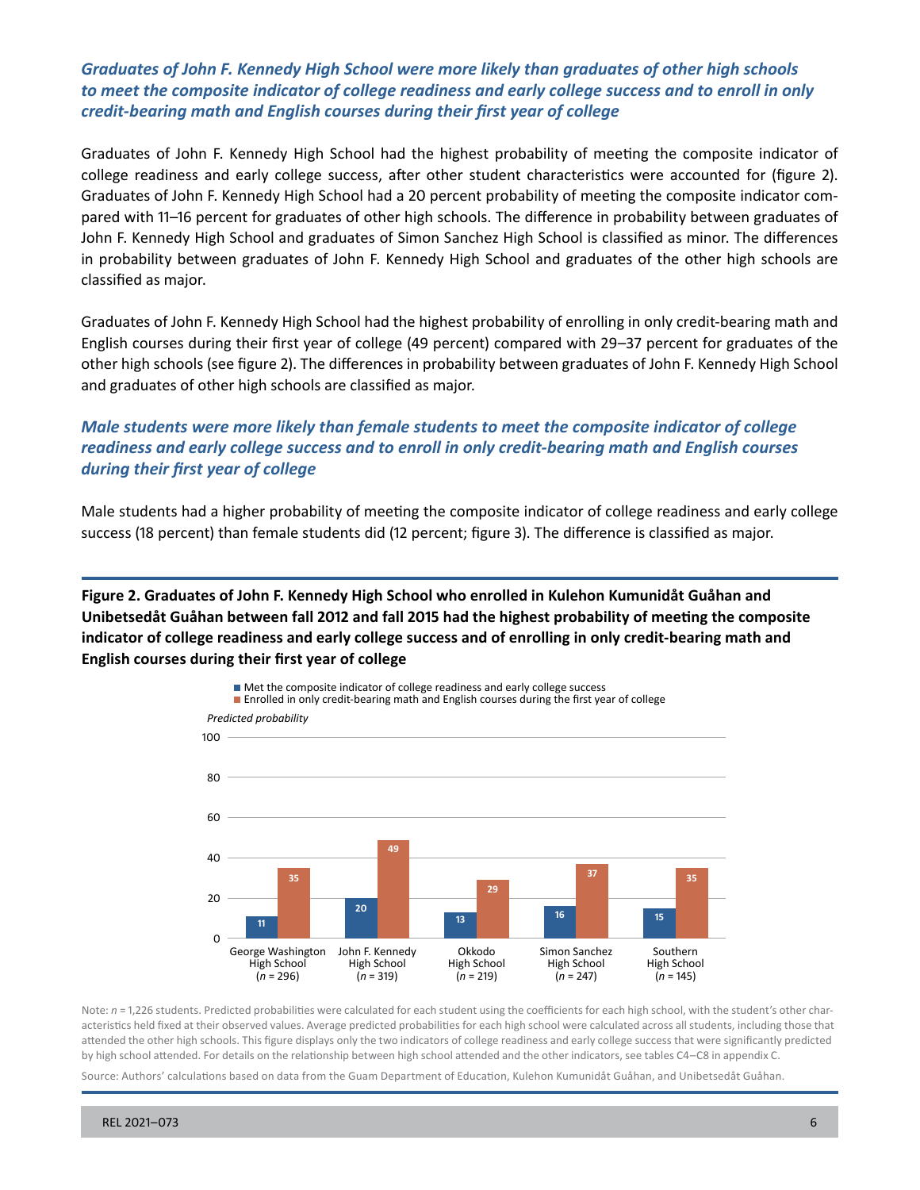### *Graduates of John F. Kennedy High School were more likely than graduates of other high schools to meet the composite indicator of college readiness and early college success and to enroll in only credit-bearing math and English courses during their first year of college*

Graduates of John F. Kennedy High School had the highest probability of meeting the composite indicator of college readiness and early college success, after other student characteristics were accounted for (figure 2). Graduates of John F. Kennedy High School had a 20 percent probability of meeting the composite indicator compared with 11–16 percent for graduates of other high schools. The difference in probability between graduates of John F. Kennedy High School and graduates of Simon Sanchez High School is classified as minor. The differences in probability between graduates of John F. Kennedy High School and graduates of the other high schools are classified as major.

Graduates of John F. Kennedy High School had the highest probability of enrolling in only credit-bearing math and English courses during their first year of college (49 percent) compared with 29–37 percent for graduates of the other high schools (see figure 2). The differences in probability between graduates of John F. Kennedy High School and graduates of other high schools are classified as major.

### *Male students were more likely than female students to meet the composite indicator of college readiness and early college success and to enroll in only credit-bearing math and English courses during their first year of college*

Male students had a higher probability of meeting the composite indicator of college readiness and early college success (18 percent) than female students did (12 percent; figure 3). The difference is classified as major.

**Figure 2. Graduates of John F. Kennedy High School who enrolled in Kulehon Kumunidåt Guåhan and Unibetsedåt Guåhan between fall 2012 and fall 2015 had the highest probability of meeting the composite indicator of college readiness and early college success and of enrolling in only credit-bearing math and English courses during their first year of college**

Predicted probability

| High school | Met the composite indicator of college readiness and early college success | Enrolled in only credit-bearing math and English courses during the first year of college |
|---|---|---|
| George Washington High School (*n* = 296) | 11 | 35 |
| John F. Kennedy High School (*n* = 319) | 20 | 49 |
| Okkodo High School (*n* = 219) | 13 | 29 |
| Simon Sanchez High School (*n* = 247) | 16 | 37 |
| Southern High School (*n* = 145) | 15 | 35 |

Note: *n* = 1,226 students. Predicted probabilities were calculated for each student using the coefficients for each high school, with the student's other characteristics held fixed at their observed values. Average predicted probabilities for each high school were calculated across all students, including those that attended the other high schools. This figure displays only the two indicators of college readiness and early college success that were significantly predicted by high school attended. For details on the relationship between high school attended and the other indicators, see tables C4–C8 in appendix C.

Source: Authors' calculations based on data from the Guam Department of Education, Kulehon Kumunidåt Guåhan, and Unibetsedåt Guåhan.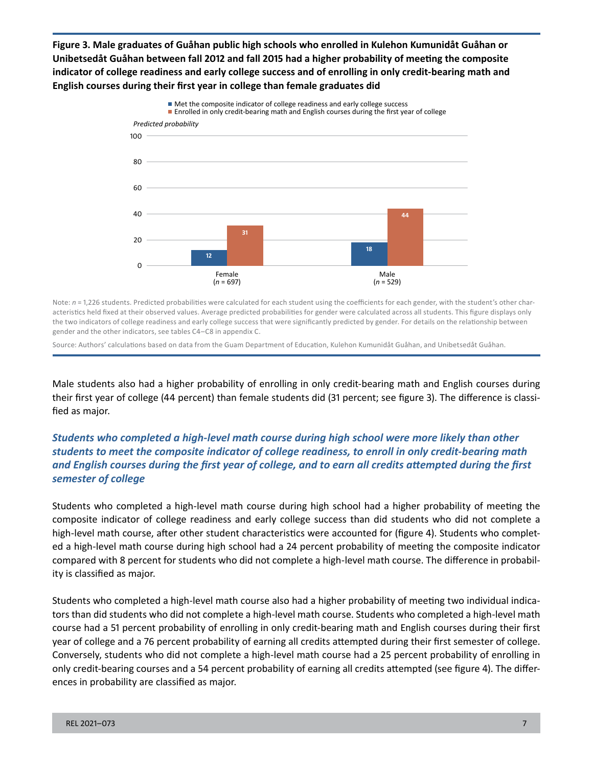**Figure 3. Male graduates of Guåhan public high schools who enrolled in Kulehon Kumunidåt Guåhan or Unibetsedåt Guåhan between fall 2012 and fall 2015 had a higher probability of meeting the composite indicator of college readiness and early college success and of enrolling in only credit-bearing math and English courses during their first year in college than female graduates did**

| Predicted probability | Met the composite indicator of college readiness and early college success | Enrolled in only credit-bearing math and English courses during the first year of college |
|---|---|---|
| Female ($n$ = 697) | 12 | 31 |
| Male ($n$ = 529) | 18 | 44 |

Note: $n$ = 1,226 students. Predicted probabilities were calculated for each student using the coefficients for each gender, with the student's other characteristics held fixed at their observed values. Average predicted probabilities for gender were calculated across all students. This figure displays only the two indicators of college readiness and early college success that were significantly predicted by gender. For details on the relationship between gender and the other indicators, see tables C4–C8 in appendix C.

Source: Authors' calculations based on data from the Guam Department of Education, Kulehon Kumunidåt Guåhan, and Unibetsedåt Guåhan.

Male students also had a higher probability of enrolling in only credit-bearing math and English courses during their first year of college (44 percent) than female students did (31 percent; see figure 3). The difference is classified as major.

### *Students who completed a high-level math course during high school were more likely than other students to meet the composite indicator of college readiness, to enroll in only credit-bearing math and English courses during the first year of college, and to earn all credits attempted during the first semester of college*

Students who completed a high-level math course during high school had a higher probability of meeting the composite indicator of college readiness and early college success than did students who did not complete a high-level math course, after other student characteristics were accounted for (figure 4). Students who completed a high-level math course during high school had a 24 percent probability of meeting the composite indicator compared with 8 percent for students who did not complete a high-level math course. The difference in probability is classified as major.

Students who completed a high-level math course also had a higher probability of meeting two individual indicators than did students who did not complete a high-level math course. Students who completed a high-level math course had a 51 percent probability of enrolling in only credit-bearing math and English courses during their first year of college and a 76 percent probability of earning all credits attempted during their first semester of college. Conversely, students who did not complete a high-level math course had a 25 percent probability of enrolling in only credit-bearing courses and a 54 percent probability of earning all credits attempted (see figure 4). The differences in probability are classified as major.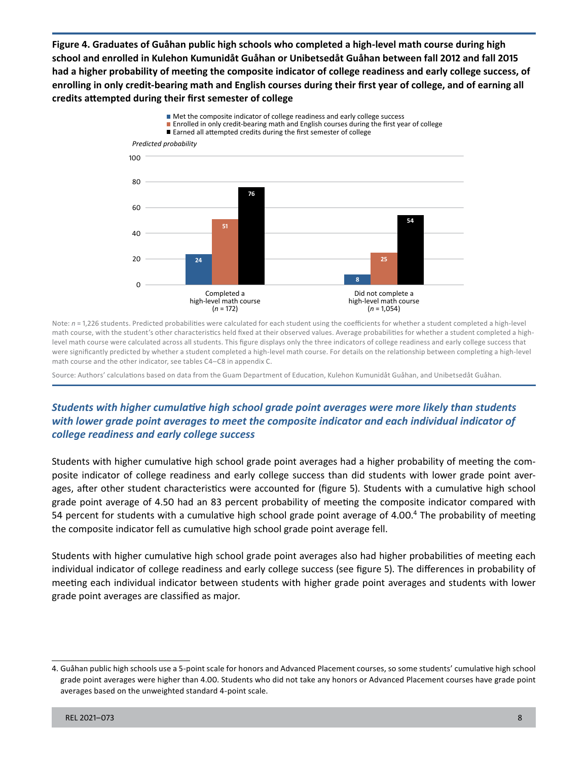**Figure 4. Graduates of Guåhan public high schools who completed a high-level math course during high school and enrolled in Kulehon Kumunidåt Guåhan or Unibetsedåt Guåhan between fall 2012 and fall 2015 had a higher probability of meeting the composite indicator of college readiness and early college success, of enrolling in only credit-bearing math and English courses during their first year of college, and of earning all credits attempted during their first semester of college**

*Predicted probability*

| | Met the composite indicator of college readiness and early college success | Enrolled in only credit-bearing math and English courses during the first year of college | Earned all attempted credits during the first semester of college |
|---|---|---|---|
| Completed a high-level math course (*n* = 172) | 24 | 51 | 76 |
| Did not complete a high-level math course (*n* = 1,054) | 8 | 25 | 54 |

Note: *n* = 1,226 students. Predicted probabilities were calculated for each student using the coefficients for whether a student completed a high-level math course, with the student's other characteristics held fixed at their observed values. Average probabilities for whether a student completed a high-level math course were calculated across all students. This figure displays only the three indicators of college readiness and early college success that were significantly predicted by whether a student completed a high-level math course. For details on the relationship between completing a high-level math course and the other indicator, see tables C4–C8 in appendix C.

Source: Authors' calculations based on data from the Guam Department of Education, Kulehon Kumunidåt Guåhan, and Unibetsedåt Guåhan.

### *Students with higher cumulative high school grade point averages were more likely than students with lower grade point averages to meet the composite indicator and each individual indicator of college readiness and early college success*

Students with higher cumulative high school grade point averages had a higher probability of meeting the composite indicator of college readiness and early college success than did students with lower grade point averages, after other student characteristics were accounted for (figure 5). Students with a cumulative high school grade point average of 4.50 had an 83 percent probability of meeting the composite indicator compared with 54 percent for students with a cumulative high school grade point average of 4.00.[4] The probability of meeting the composite indicator fell as cumulative high school grade point average fell.

Students with higher cumulative high school grade point averages also had higher probabilities of meeting each individual indicator of college readiness and early college success (see figure 5). The differences in probability of meeting each individual indicator between students with higher grade point averages and students with lower grade point averages are classified as major.

4. Guåhan public high schools use a 5-point scale for honors and Advanced Placement courses, so some students' cumulative high school grade point averages were higher than 4.00. Students who did not take any honors or Advanced Placement courses have grade point averages based on the unweighted standard 4-point scale.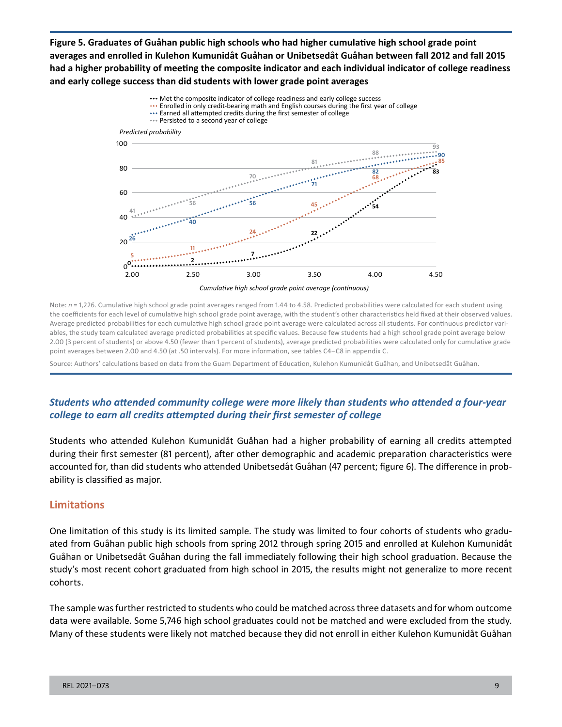**Figure 5. Graduates of Guåhan public high schools who had higher cumulative high school grade point averages and enrolled in Kulehon Kumunidåt Guåhan or Unibetsedåt Guåhan between fall 2012 and fall 2015 had a higher probability of meeting the composite indicator and each individual indicator of college readiness and early college success than did students with lower grade point averages**

Predicted probability

| Cumulative high school grade point average (continuous) | 2.00 | 2.50 | 3.00 | 3.50 | 4.00 | 4.50 |
|---|---|---|---|---|---|---|
| Met the composite indicator of college readiness and early college success | 0 | 2 | 7 | 22 | 54 | 83 |
| Enrolled in only credit-bearing math and English courses during the first year of college | 5 | 11 | 24 | 45 | 68 | 85 |
| Earned all attempted credits during the first semester of college | 26 | 40 | 56 | 71 | 82 | 90 |
| Persisted to a second year of college | 41 | 56 | 70 | 81 | 88 | 93 |

Note: *n* = 1,226. Cumulative high school grade point averages ranged from 1.44 to 4.58. Predicted probabilities were calculated for each student using the coefficients for each level of cumulative high school grade point average, with the student's other characteristics held fixed at their observed values. Average predicted probabilities for each cumulative high school grade point average were calculated across all students. For continuous predictor variables, the study team calculated average predicted probabilities at specific values. Because few students had a high school grade point average below 2.00 (3 percent of students) or above 4.50 (fewer than 1 percent of students), average predicted probabilities were calculated only for cumulative grade point averages between 2.00 and 4.50 (at .50 intervals). For more information, see tables C4–C8 in appendix C.

Source: Authors' calculations based on data from the Guam Department of Education, Kulehon Kumunidåt Guåhan, and Unibetsedåt Guåhan.

### *Students who attended community college were more likely than students who attended a four-year college to earn all credits attempted during their first semester of college*

Students who attended Kulehon Kumunidåt Guåhan had a higher probability of earning all credits attempted during their first semester (81 percent), after other demographic and academic preparation characteristics were accounted for, than did students who attended Unibetsedåt Guåhan (47 percent; figure 6). The difference in probability is classified as major.

## Limitations

One limitation of this study is its limited sample. The study was limited to four cohorts of students who graduated from Guåhan public high schools from spring 2012 through spring 2015 and enrolled at Kulehon Kumunidåt Guåhan or Unibetsedåt Guåhan during the fall immediately following their high school graduation. Because the study's most recent cohort graduated from high school in 2015, the results might not generalize to more recent cohorts.

The sample was further restricted to students who could be matched across three datasets and for whom outcome data were available. Some 5,746 high school graduates could not be matched and were excluded from the study. Many of these students were likely not matched because they did not enroll in either Kulehon Kumunidåt Guåhan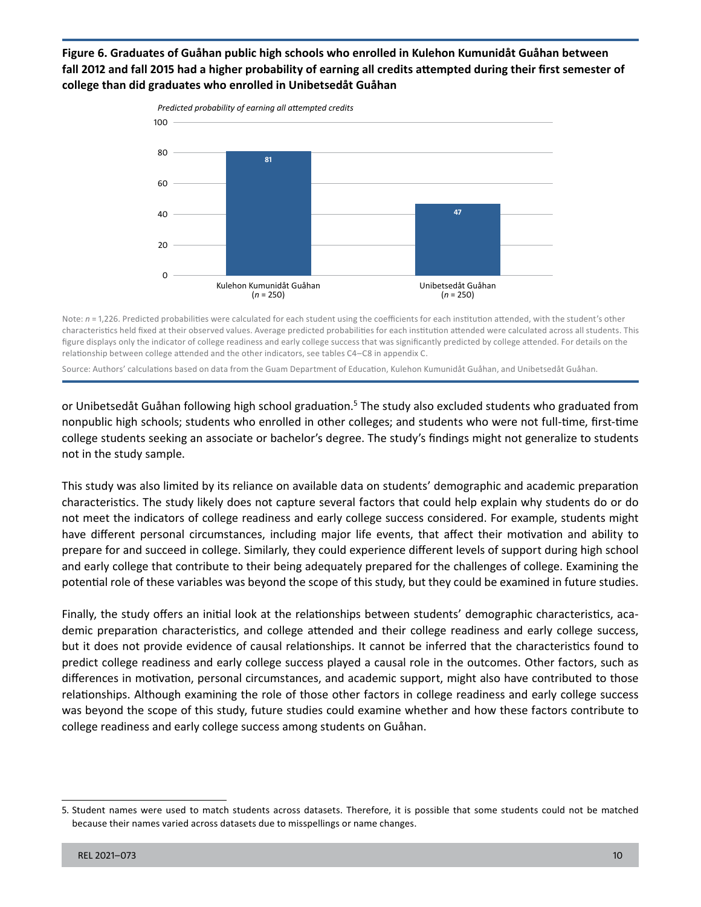**Figure 6. Graduates of Guåhan public high schools who enrolled in Kulehon Kumunidåt Guåhan between fall 2012 and fall 2015 had a higher probability of earning all credits attempted during their first semester of college than did graduates who enrolled in Unibetsedåt Guåhan**

*Predicted probability of earning all attempted credits*

| Institution | Predicted probability |
|---|---|
| Kulehon Kumunidåt Guåhan (*n* = 250) | 81 |
| Unibetsedåt Guåhan (*n* = 250) | 47 |

Note: *n* = 1,226. Predicted probabilities were calculated for each student using the coefficients for each institution attended, with the student's other characteristics held fixed at their observed values. Average predicted probabilities for each institution attended were calculated across all students. This figure displays only the indicator of college readiness and early college success that was significantly predicted by college attended. For details on the relationship between college attended and the other indicators, see tables C4–C8 in appendix C.

Source: Authors' calculations based on data from the Guam Department of Education, Kulehon Kumunidåt Guåhan, and Unibetsedåt Guåhan.

or Unibetsedåt Guåhan following high school graduation.[5] The study also excluded students who graduated from nonpublic high schools; students who enrolled in other colleges; and students who were not full-time, first-time college students seeking an associate or bachelor's degree. The study's findings might not generalize to students not in the study sample.

This study was also limited by its reliance on available data on students' demographic and academic preparation characteristics. The study likely does not capture several factors that could help explain why students do or do not meet the indicators of college readiness and early college success considered. For example, students might have different personal circumstances, including major life events, that affect their motivation and ability to prepare for and succeed in college. Similarly, they could experience different levels of support during high school and early college that contribute to their being adequately prepared for the challenges of college. Examining the potential role of these variables was beyond the scope of this study, but they could be examined in future studies.

Finally, the study offers an initial look at the relationships between students' demographic characteristics, academic preparation characteristics, and college attended and their college readiness and early college success, but it does not provide evidence of causal relationships. It cannot be inferred that the characteristics found to predict college readiness and early college success played a causal role in the outcomes. Other factors, such as differences in motivation, personal circumstances, and academic support, might also have contributed to those relationships. Although examining the role of those other factors in college readiness and early college success was beyond the scope of this study, future studies could examine whether and how these factors contribute to college readiness and early college success among students on Guåhan.

5. Student names were used to match students across datasets. Therefore, it is possible that some students could not be matched because their names varied across datasets due to misspellings or name changes.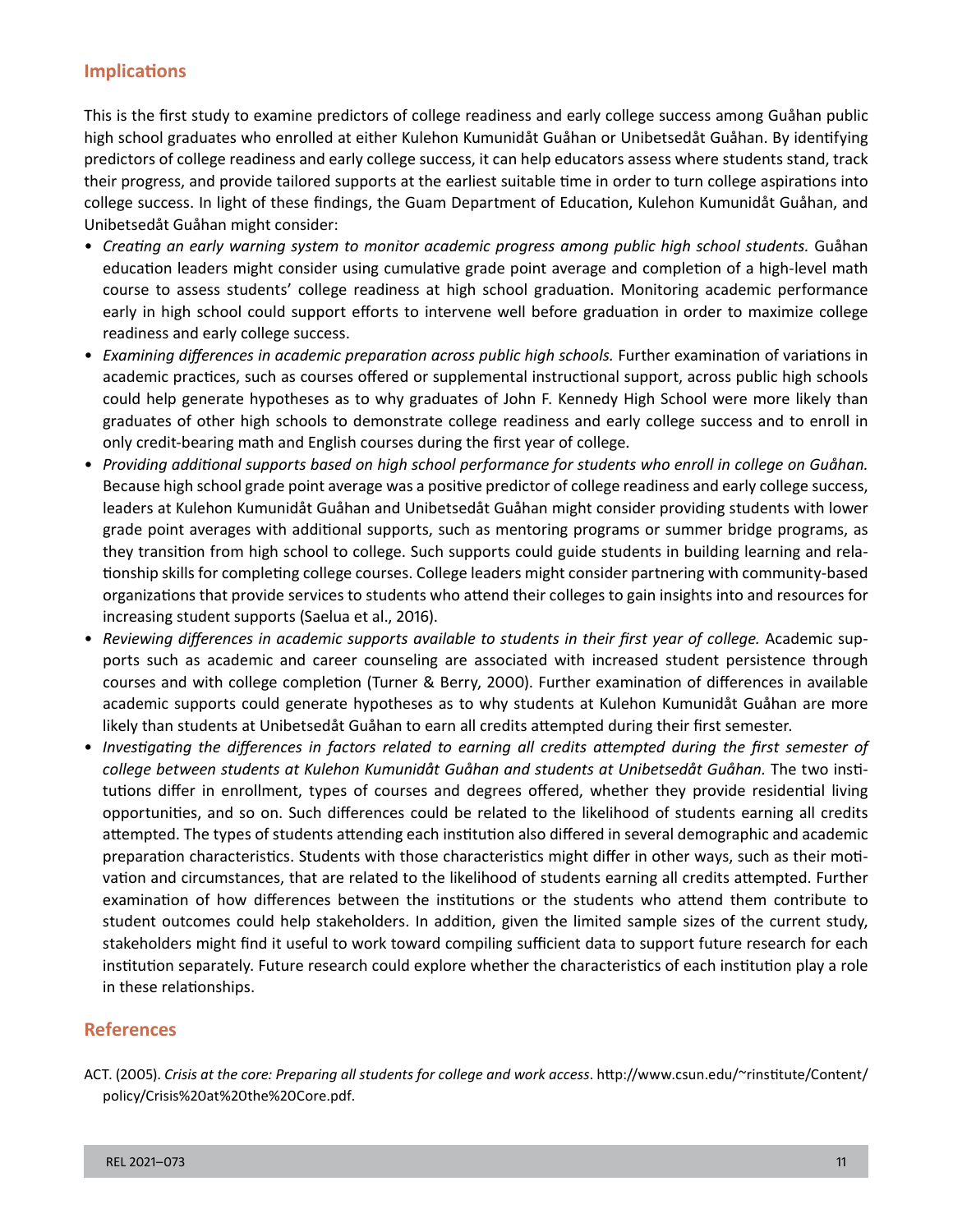## Implications

This is the first study to examine predictors of college readiness and early college success among Guåhan public high school graduates who enrolled at either Kulehon Kumunidåt Guåhan or Unibetsedåt Guåhan. By identifying predictors of college readiness and early college success, it can help educators assess where students stand, track their progress, and provide tailored supports at the earliest suitable time in order to turn college aspirations into college success. In light of these findings, the Guam Department of Education, Kulehon Kumunidåt Guåhan, and Unibetsedåt Guåhan might consider:

- *Creating an early warning system to monitor academic progress among public high school students.* Guåhan education leaders might consider using cumulative grade point average and completion of a high-level math course to assess students' college readiness at high school graduation. Monitoring academic performance early in high school could support efforts to intervene well before graduation in order to maximize college readiness and early college success.
- *Examining differences in academic preparation across public high schools.* Further examination of variations in academic practices, such as courses offered or supplemental instructional support, across public high schools could help generate hypotheses as to why graduates of John F. Kennedy High School were more likely than graduates of other high schools to demonstrate college readiness and early college success and to enroll in only credit-bearing math and English courses during the first year of college.
- *Providing additional supports based on high school performance for students who enroll in college on Guåhan.* Because high school grade point average was a positive predictor of college readiness and early college success, leaders at Kulehon Kumunidåt Guåhan and Unibetsedåt Guåhan might consider providing students with lower grade point averages with additional supports, such as mentoring programs or summer bridge programs, as they transition from high school to college. Such supports could guide students in building learning and relationship skills for completing college courses. College leaders might consider partnering with community-based organizations that provide services to students who attend their colleges to gain insights into and resources for increasing student supports (Saelua et al., 2016).
- *Reviewing differences in academic supports available to students in their first year of college.* Academic supports such as academic and career counseling are associated with increased student persistence through courses and with college completion (Turner & Berry, 2000). Further examination of differences in available academic supports could generate hypotheses as to why students at Kulehon Kumunidåt Guåhan are more likely than students at Unibetsedåt Guåhan to earn all credits attempted during their first semester.
- *Investigating the differences in factors related to earning all credits attempted during the first semester of college between students at Kulehon Kumunidåt Guåhan and students at Unibetsedåt Guåhan.* The two institutions differ in enrollment, types of courses and degrees offered, whether they provide residential living opportunities, and so on. Such differences could be related to the likelihood of students earning all credits attempted. The types of students attending each institution also differed in several demographic and academic preparation characteristics. Students with those characteristics might differ in other ways, such as their motivation and circumstances, that are related to the likelihood of students earning all credits attempted. Further examination of how differences between the institutions or the students who attend them contribute to student outcomes could help stakeholders. In addition, given the limited sample sizes of the current study, stakeholders might find it useful to work toward compiling sufficient data to support future research for each institution separately. Future research could explore whether the characteristics of each institution play a role in these relationships.

## References

ACT. (2005). *Crisis at the core: Preparing all students for college and work access*. http://www.csun.edu/~rinstitute/Content/policy/Crisis%20at%20the%20Core.pdf.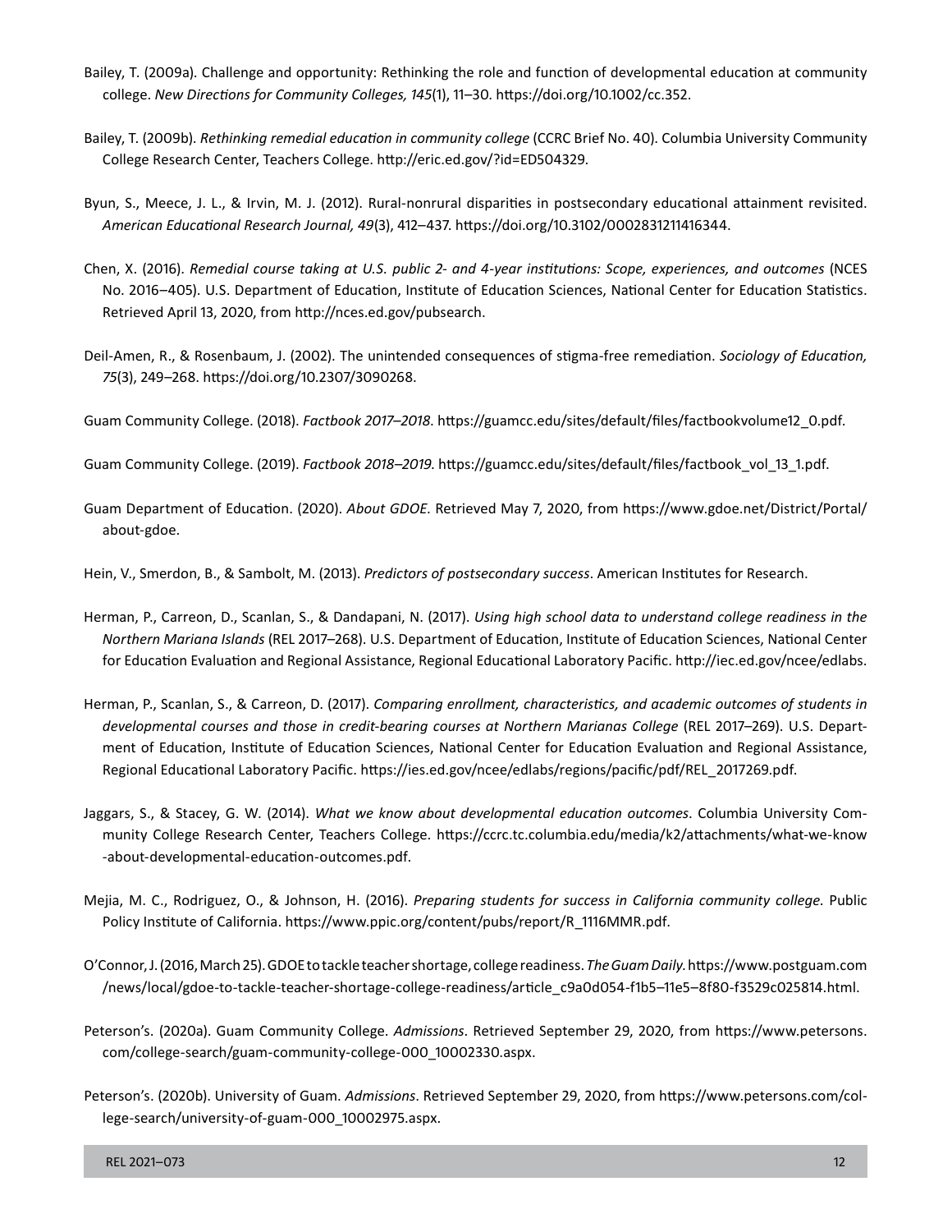Bailey, T. (2009a). Challenge and opportunity: Rethinking the role and function of developmental education at community college. *New Directions for Community Colleges, 145*(1), 11–30. https://doi.org/10.1002/cc.352.

Bailey, T. (2009b). *Rethinking remedial education in community college* (CCRC Brief No. 40). Columbia University Community College Research Center, Teachers College. http://eric.ed.gov/?id=ED504329.

Byun, S., Meece, J. L., & Irvin, M. J. (2012). Rural-nonrural disparities in postsecondary educational attainment revisited. *American Educational Research Journal, 49*(3), 412–437. https://doi.org/10.3102/0002831211416344.

Chen, X. (2016). *Remedial course taking at U.S. public 2- and 4-year institutions: Scope, experiences, and outcomes* (NCES No. 2016–405). U.S. Department of Education, Institute of Education Sciences, National Center for Education Statistics. Retrieved April 13, 2020, from http://nces.ed.gov/pubsearch.

Deil-Amen, R., & Rosenbaum, J. (2002). The unintended consequences of stigma-free remediation. *Sociology of Education, 75*(3), 249–268. https://doi.org/10.2307/3090268.

Guam Community College. (2018). *Factbook 2017–2018*. https://guamcc.edu/sites/default/files/factbookvolume12_0.pdf.

Guam Community College. (2019). *Factbook 2018–2019*. https://guamcc.edu/sites/default/files/factbook_vol_13_1.pdf.

Guam Department of Education. (2020). *About GDOE*. Retrieved May 7, 2020, from https://www.gdoe.net/District/Portal/about-gdoe.

Hein, V., Smerdon, B., & Sambolt, M. (2013). *Predictors of postsecondary success*. American Institutes for Research.

Herman, P., Carreon, D., Scanlan, S., & Dandapani, N. (2017). *Using high school data to understand college readiness in the Northern Mariana Islands* (REL 2017–268). U.S. Department of Education, Institute of Education Sciences, National Center for Education Evaluation and Regional Assistance, Regional Educational Laboratory Pacific. http://iec.ed.gov/ncee/edlabs.

Herman, P., Scanlan, S., & Carreon, D. (2017). *Comparing enrollment, characteristics, and academic outcomes of students in developmental courses and those in credit-bearing courses at Northern Marianas College* (REL 2017–269). U.S. Department of Education, Institute of Education Sciences, National Center for Education Evaluation and Regional Assistance, Regional Educational Laboratory Pacific. https://ies.ed.gov/ncee/edlabs/regions/pacific/pdf/REL_2017269.pdf.

Jaggars, S., & Stacey, G. W. (2014). *What we know about developmental education outcomes*. Columbia University Community College Research Center, Teachers College. https://ccrc.tc.columbia.edu/media/k2/attachments/what-we-know-about-developmental-education-outcomes.pdf.

Mejia, M. C., Rodriguez, O., & Johnson, H. (2016). *Preparing students for success in California community college*. Public Policy Institute of California. https://www.ppic.org/content/pubs/report/R_1116MMR.pdf.

O'Connor, J. (2016, March 25). GDOE to tackle teacher shortage, college readiness. *The Guam Daily.* https://www.postguam.com/news/local/gdoe-to-tackle-teacher-shortage-college-readiness/article_c9a0d054-f1b5–11e5–8f80-f3529c025814.html.

Peterson's. (2020a). Guam Community College. *Admissions*. Retrieved September 29, 2020, from https://www.petersons.com/college-search/guam-community-college-000_10002330.aspx.

Peterson's. (2020b). University of Guam. *Admissions*. Retrieved September 29, 2020, from https://www.petersons.com/college-search/university-of-guam-000_10002975.aspx.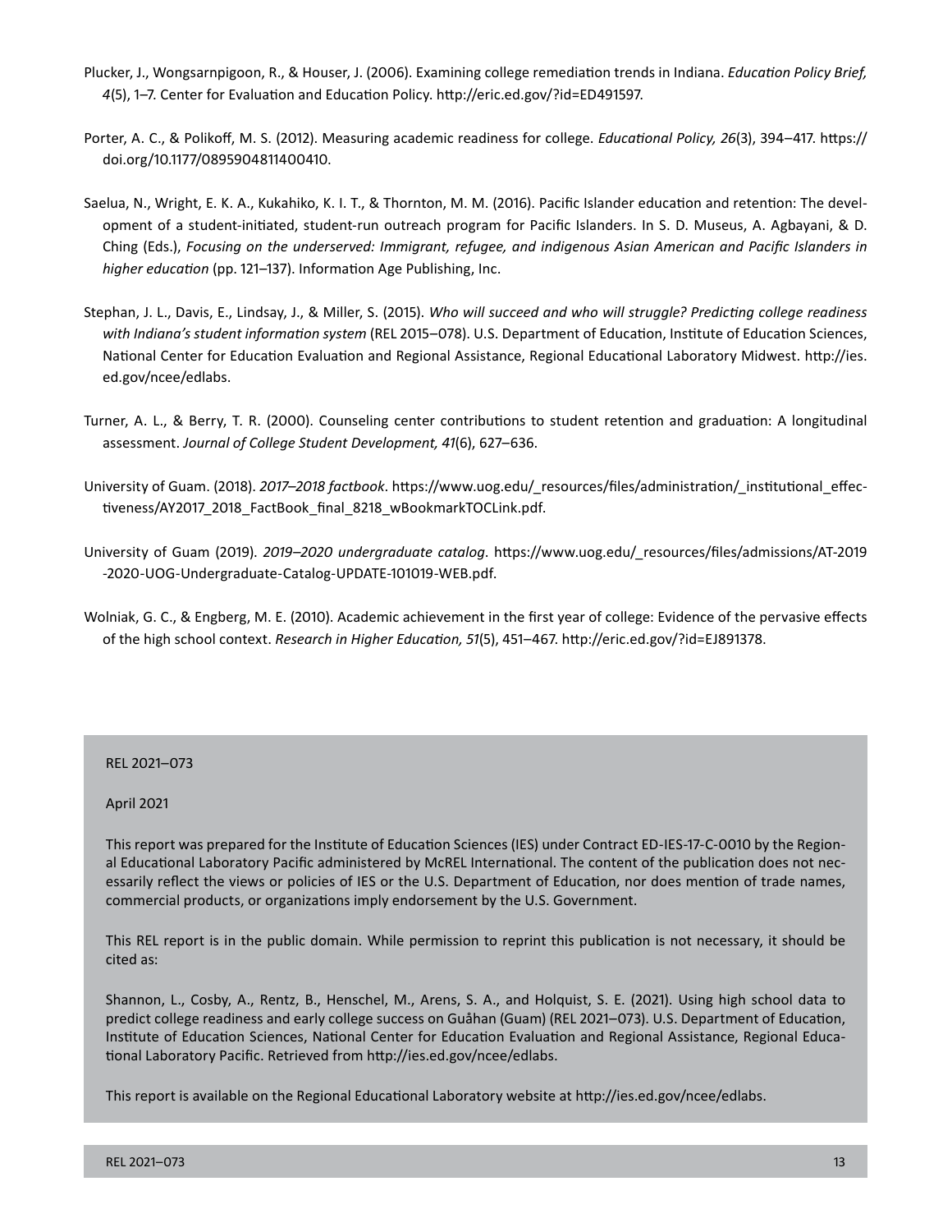Plucker, J., Wongsarnpigoon, R., & Houser, J. (2006). Examining college remediation trends in Indiana. *Education Policy Brief, 4*(5), 1–7. Center for Evaluation and Education Policy. http://eric.ed.gov/?id=ED491597.

Porter, A. C., & Polikoff, M. S. (2012). Measuring academic readiness for college. *Educational Policy, 26*(3), 394–417. https://doi.org/10.1177/0895904811400410.

Saelua, N., Wright, E. K. A., Kukahiko, K. I. T., & Thornton, M. M. (2016). Pacific Islander education and retention: The development of a student-initiated, student-run outreach program for Pacific Islanders. In S. D. Museus, A. Agbayani, & D. Ching (Eds.), *Focusing on the underserved: Immigrant, refugee, and indigenous Asian American and Pacific Islanders in higher education* (pp. 121–137). Information Age Publishing, Inc.

Stephan, J. L., Davis, E., Lindsay, J., & Miller, S. (2015). *Who will succeed and who will struggle? Predicting college readiness with Indiana's student information system* (REL 2015–078). U.S. Department of Education, Institute of Education Sciences, National Center for Education Evaluation and Regional Assistance, Regional Educational Laboratory Midwest. http://ies.ed.gov/ncee/edlabs.

Turner, A. L., & Berry, T. R. (2000). Counseling center contributions to student retention and graduation: A longitudinal assessment. *Journal of College Student Development, 41*(6), 627–636.

University of Guam. (2018). *2017–2018 factbook*. https://www.uog.edu/_resources/files/administration/_institutional_effectiveness/AY2017_2018_FactBook_final_8218_wBookmarkTOCLink.pdf.

University of Guam (2019). *2019–2020 undergraduate catalog*. https://www.uog.edu/_resources/files/admissions/AT-2019-2020-UOG-Undergraduate-Catalog-UPDATE-101019-WEB.pdf.

Wolniak, G. C., & Engberg, M. E. (2010). Academic achievement in the first year of college: Evidence of the pervasive effects of the high school context. *Research in Higher Education, 51*(5), 451–467. http://eric.ed.gov/?id=EJ891378.

REL 2021–073

April 2021

This report was prepared for the Institute of Education Sciences (IES) under Contract ED-IES-17-C-0010 by the Regional Educational Laboratory Pacific administered by McREL International. The content of the publication does not necessarily reflect the views or policies of IES or the U.S. Department of Education, nor does mention of trade names, commercial products, or organizations imply endorsement by the U.S. Government.

This REL report is in the public domain. While permission to reprint this publication is not necessary, it should be cited as:

Shannon, L., Cosby, A., Rentz, B., Henschel, M., Arens, S. A., and Holquist, S. E. (2021). Using high school data to predict college readiness and early college success on Guåhan (Guam) (REL 2021–073). U.S. Department of Education, Institute of Education Sciences, National Center for Education Evaluation and Regional Assistance, Regional Educational Laboratory Pacific. Retrieved from http://ies.ed.gov/ncee/edlabs.

This report is available on the Regional Educational Laboratory website at http://ies.ed.gov/ncee/edlabs.